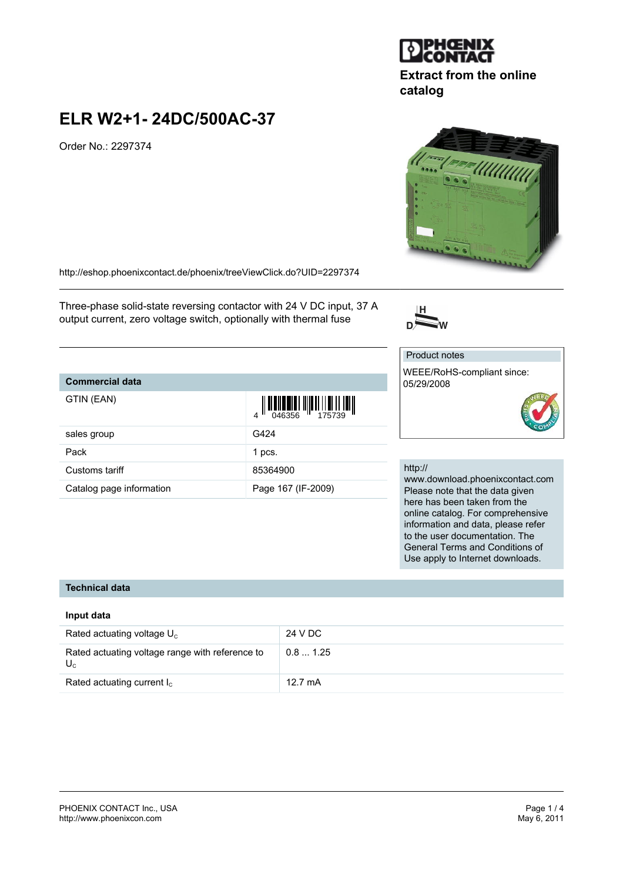Extract from the online catalog

# ELR W2+1- 24DC/500AC-37

Order No.: 2297374

http://eshop.phoenixcontact.de/phoenix/treeViewClick.do?UID=2297374

Three-phase solid-state reversing contactor with 24 V DC input, 37 A output current, zero voltage switch, optionally with thermal fuse

Product notes

WEEE/RoHS-compliant since: 05/29/2008

## Commercial data

| | |
|---|---|
| GTIN (EAN) | 4 046356 175739 |
| sales group | G424 |
| Pack | 1 pcs. |
| Customs tariff | 85364900 |
| Catalog page information | Page 167 (IF-2009) |

http://www.download.phoenixcontact.com
Please note that the data given here has been taken from the online catalog. For comprehensive information and data, please refer to the user documentation. The General Terms and Conditions of Use apply to Internet downloads.

## Technical data

### Input data

| | |
|---|---|
| Rated actuating voltage $U_C$ | 24 V DC |
| Rated actuating voltage range with reference to $U_C$ | 0.8 ... 1.25 |
| Rated actuating current $I_C$ | 12.7 mA |

PHOENIX CONTACT Inc., USA
http://www.phoenixcon.com

May 6, 2011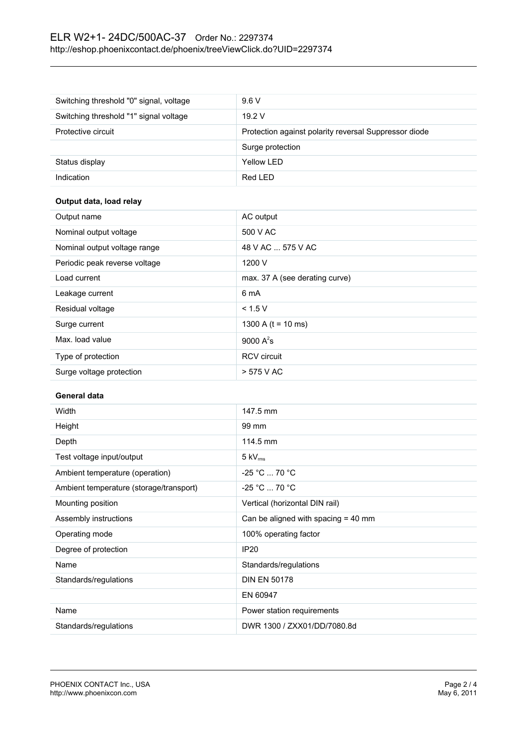| | |
|---|---|
| Switching threshold "0" signal, voltage | 9.6 V |
| Switching threshold "1" signal voltage | 19.2 V |
| Protective circuit | Protection against polarity reversal Suppressor diode |
| | Surge protection |
| Status display | Yellow LED |
| Indication | Red LED |

**Output data, load relay**

| | |
|---|---|
| Output name | AC output |
| Nominal output voltage | 500 V AC |
| Nominal output voltage range | 48 V AC ... 575 V AC |
| Periodic peak reverse voltage | 1200 V |
| Load current | max. 37 A (see derating curve) |
| Leakage current | 6 mA |
| Residual voltage | < 1.5 V |
| Surge current | 1300 A (t = 10 ms) |
| Max. load value | 9000 $A^2s$ |
| Type of protection | RCV circuit |
| Surge voltage protection | > 575 V AC |

**General data**

| | |
|---|---|
| Width | 147.5 mm |
| Height | 99 mm |
| Depth | 114.5 mm |
| Test voltage input/output | 5 $kV_{rms}$ |
| Ambient temperature (operation) | -25 °C ... 70 °C |
| Ambient temperature (storage/transport) | -25 °C ... 70 °C |
| Mounting position | Vertical (horizontal DIN rail) |
| Assembly instructions | Can be aligned with spacing = 40 mm |
| Operating mode | 100% operating factor |
| Degree of protection | IP20 |
| Name | Standards/regulations |
| Standards/regulations | DIN EN 50178 |
| | EN 60947 |
| Name | Power station requirements |
| Standards/regulations | DWR 1300 / ZXX01/DD/7080.8d |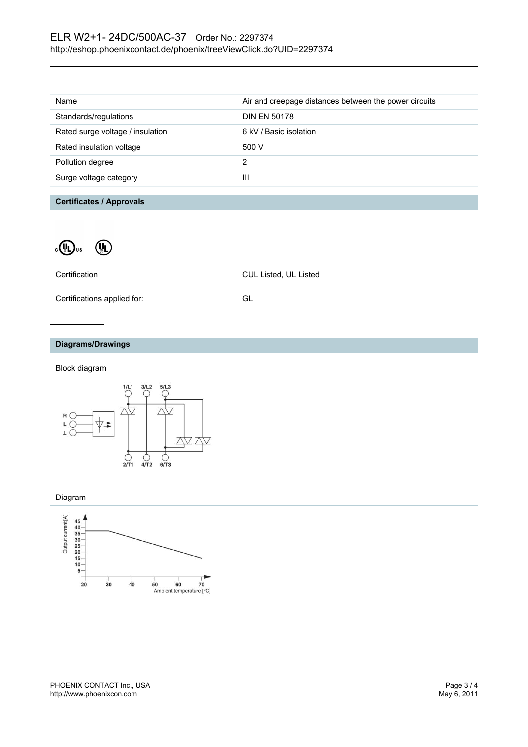| Name | Air and creepage distances between the power circuits |
| --- | --- |
| Standards/regulations | DIN EN 50178 |
| Rated surge voltage / insulation | 6 kV / Basic isolation |
| Rated insulation voltage | 500 V |
| Pollution degree | 2 |
| Surge voltage category | III |

## Certificates / Approvals

| Certification | CUL Listed, UL Listed |
| --- | --- |
| Certifications applied for: | GL |

## Diagrams/Drawings

Block diagram

Diagram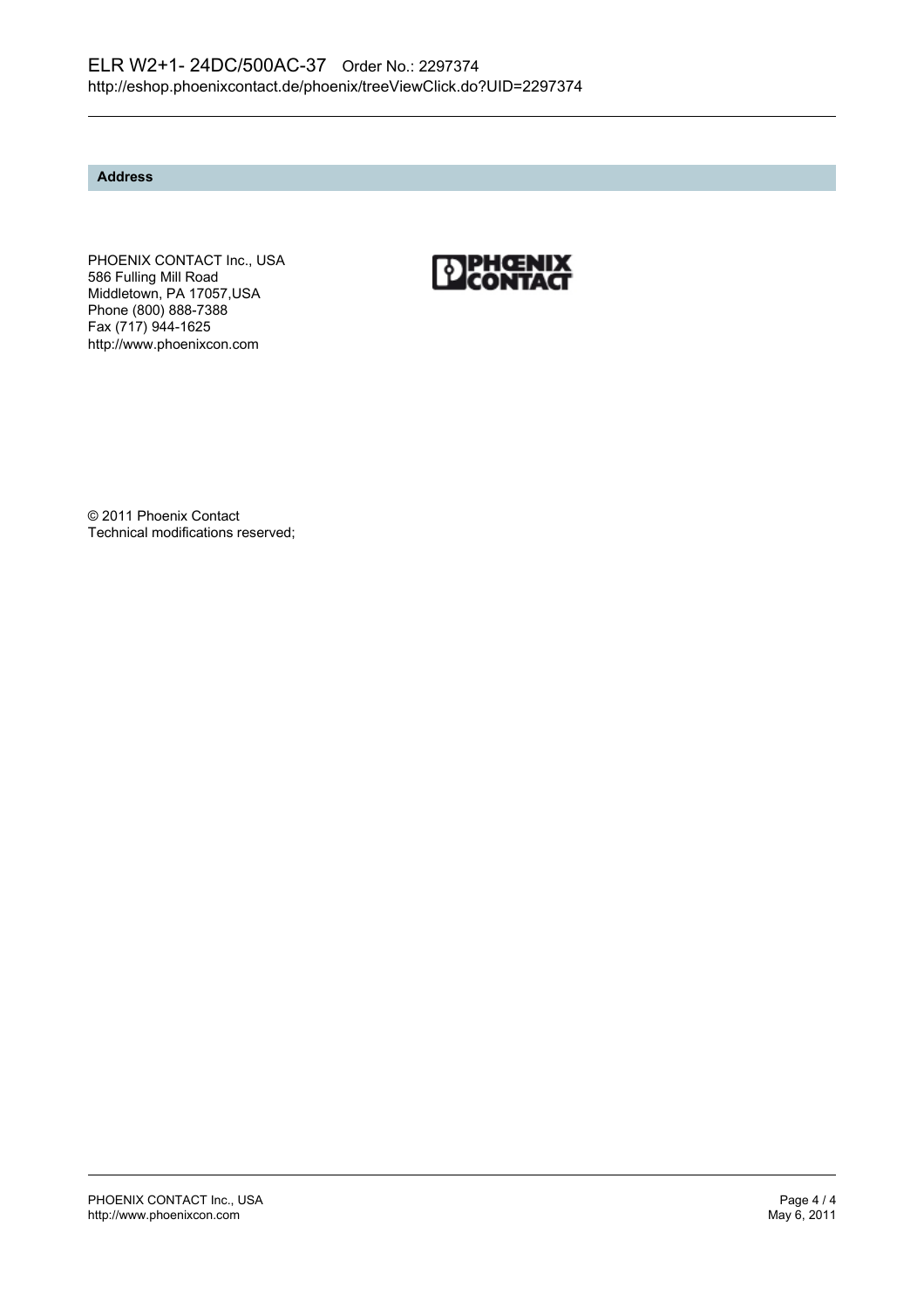## Address

PHOENIX CONTACT Inc., USA
586 Fulling Mill Road
Middletown, PA 17057,USA
Phone (800) 888-7388
Fax (717) 944-1625
http://www.phoenixcon.com

© 2011 Phoenix Contact
Technical modifications reserved;